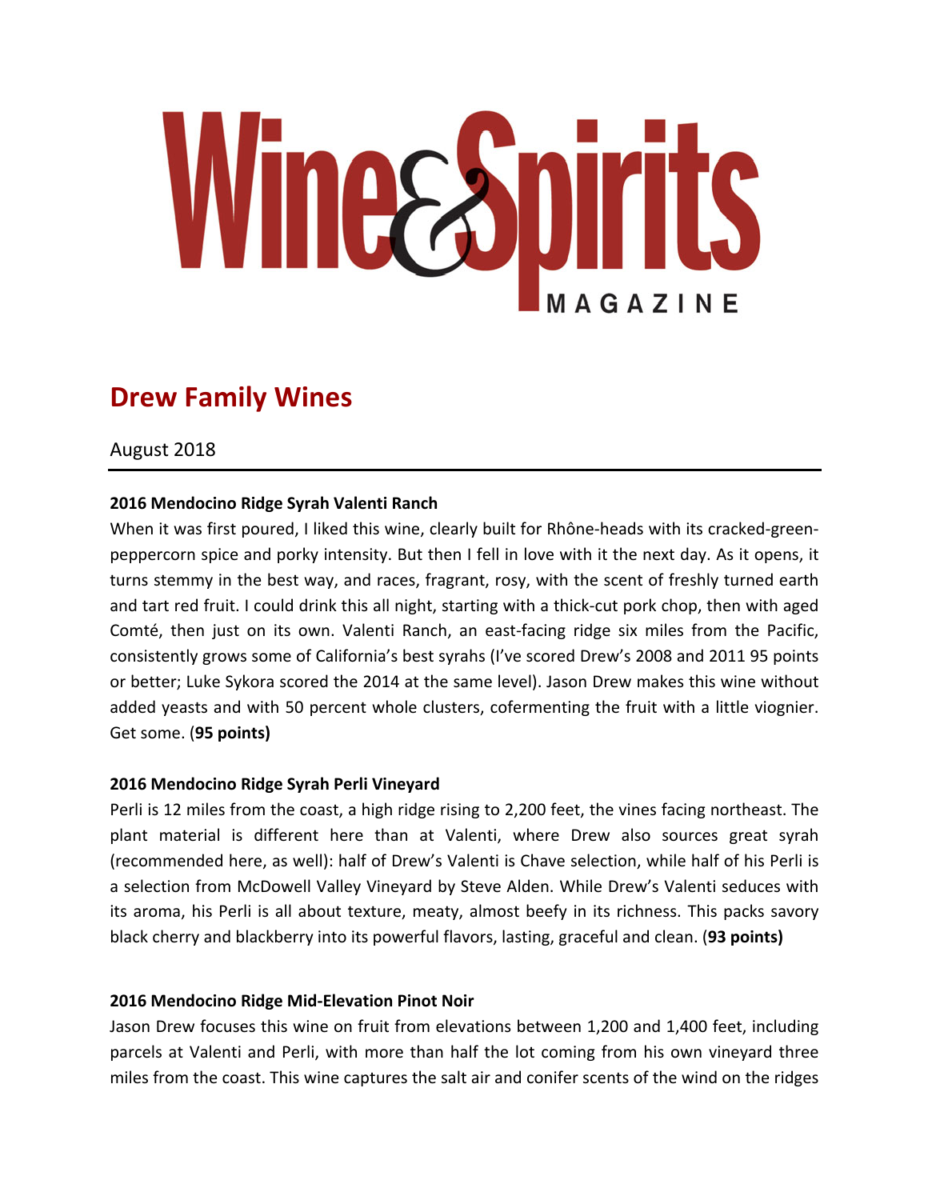# Wine & Spirits MAGAZINE

## Drew Family Wines

August 2018

---

**2016 Mendocino Ridge Syrah Valenti Ranch**

When it was first poured, I liked this wine, clearly built for Rhône-heads with its cracked-green-peppercorn spice and porky intensity. But then I fell in love with it the next day. As it opens, it turns stemmy in the best way, and races, fragrant, rosy, with the scent of freshly turned earth and tart red fruit. I could drink this all night, starting with a thick-cut pork chop, then with aged Comté, then just on its own. Valenti Ranch, an east-facing ridge six miles from the Pacific, consistently grows some of California's best syrahs (I've scored Drew's 2008 and 2011 95 points or better; Luke Sykora scored the 2014 at the same level). Jason Drew makes this wine without added yeasts and with 50 percent whole clusters, cofermenting the fruit with a little viognier. Get some. (**95 points)**

**2016 Mendocino Ridge Syrah Perli Vineyard**

Perli is 12 miles from the coast, a high ridge rising to 2,200 feet, the vines facing northeast. The plant material is different here than at Valenti, where Drew also sources great syrah (recommended here, as well): half of Drew's Valenti is Chave selection, while half of his Perli is a selection from McDowell Valley Vineyard by Steve Alden. While Drew's Valenti seduces with its aroma, his Perli is all about texture, meaty, almost beefy in its richness. This packs savory black cherry and blackberry into its powerful flavors, lasting, graceful and clean. (**93 points)**

**2016 Mendocino Ridge Mid-Elevation Pinot Noir**

Jason Drew focuses this wine on fruit from elevations between 1,200 and 1,400 feet, including parcels at Valenti and Perli, with more than half the lot coming from his own vineyard three miles from the coast. This wine captures the salt air and conifer scents of the wind on the ridges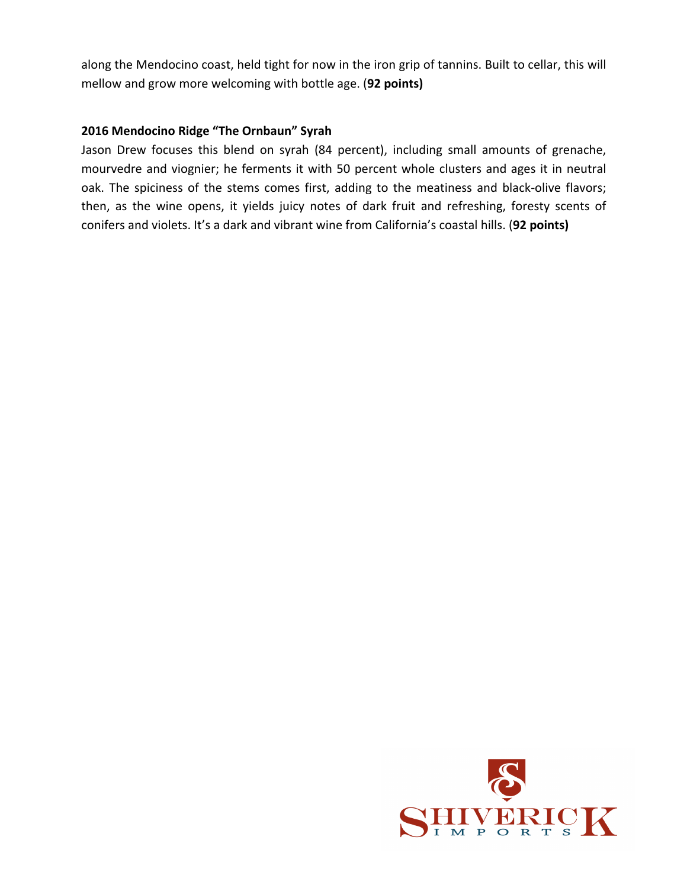along the Mendocino coast, held tight for now in the iron grip of tannins. Built to cellar, this will mellow and grow more welcoming with bottle age. (**92 points)**

**2016 Mendocino Ridge "The Ornbaun" Syrah**

Jason Drew focuses this blend on syrah (84 percent), including small amounts of grenache, mourvedre and viognier; he ferments it with 50 percent whole clusters and ages it in neutral oak. The spiciness of the stems comes first, adding to the meatiness and black-olive flavors; then, as the wine opens, it yields juicy notes of dark fruit and refreshing, foresty scents of conifers and violets. It's a dark and vibrant wine from California's coastal hills. (**92 points)**